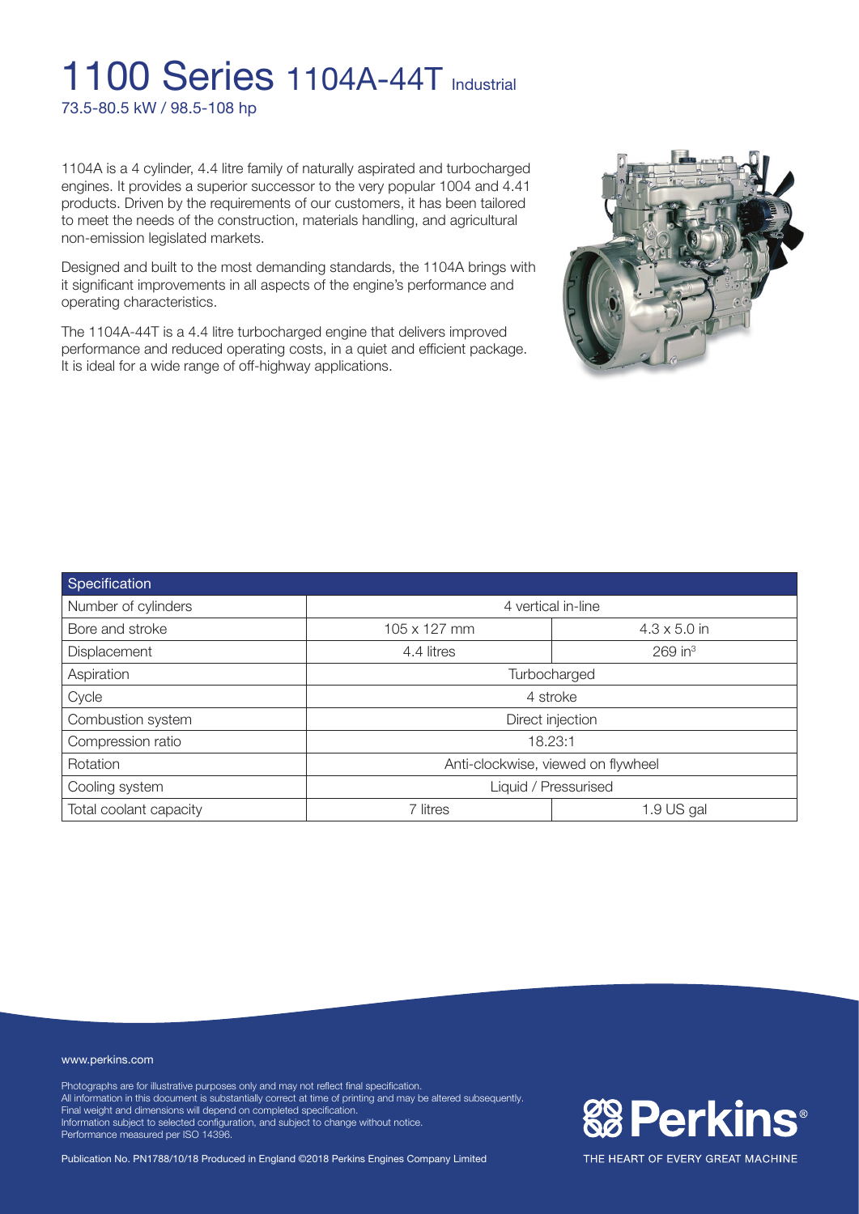# 1100 Series 1104A-44T Industrial

73.5-80.5 kW / 98.5-108 hp

1104A is a 4 cylinder, 4.4 litre family of naturally aspirated and turbocharged engines. It provides a superior successor to the very popular 1004 and 4.41 products. Driven by the requirements of our customers, it has been tailored to meet the needs of the construction, materials handling, and agricultural non-emission legislated markets.

Designed and built to the most demanding standards, the 1104A brings with it significant improvements in all aspects of the engine's performance and operating characteristics.

The 1104A-44T is a 4.4 litre turbocharged engine that delivers improved performance and reduced operating costs, in a quiet and efficient package. It is ideal for a wide range of off-highway applications.

| Specification | | |
|---|---|---|
| Number of cylinders | 4 vertical in-line | |
| Bore and stroke | 105 x 127 mm | 4.3 x 5.0 in |
| Displacement | 4.4 litres | 269 $in^3$ |
| Aspiration | Turbocharged | |
| Cycle | 4 stroke | |
| Combustion system | Direct injection | |
| Compression ratio | 18.23:1 | |
| Rotation | Anti-clockwise, viewed on flywheel | |
| Cooling system | Liquid / Pressurised | |
| Total coolant capacity | 7 litres | 1.9 US gal |

www.perkins.com

Photographs are for illustrative purposes only and may not reflect final specification.
All information in this document is substantially correct at time of printing and may be altered subsequently.
Final weight and dimensions will depend on completed specification.
Information subject to selected configuration, and subject to change without notice.
Performance measured per ISO 14396.

Publication No. PN1788/10/18 Produced in England ©2018 Perkins Engines Company Limited

Perkins®

THE HEART OF EVERY GREAT MACHINE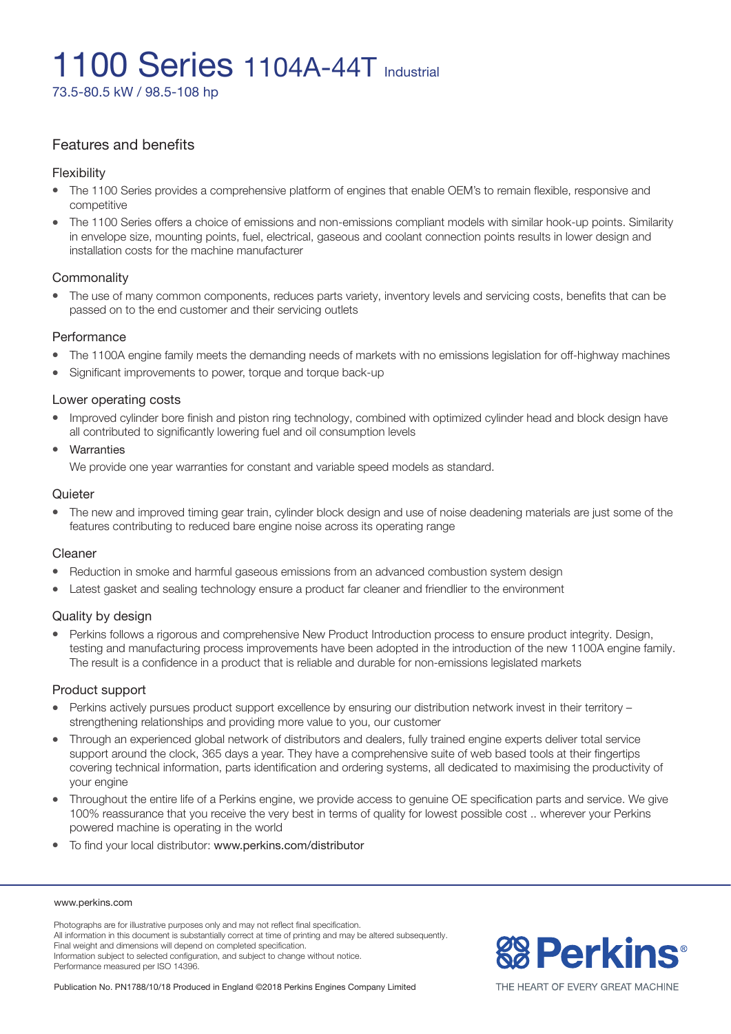# 1100 Series 1104A-44T Industrial

73.5-80.5 kW / 98.5-108 hp

## Features and benefits

### Flexibility

- The 1100 Series provides a comprehensive platform of engines that enable OEM's to remain flexible, responsive and competitive
- The 1100 Series offers a choice of emissions and non-emissions compliant models with similar hook-up points. Similarity in envelope size, mounting points, fuel, electrical, gaseous and coolant connection points results in lower design and installation costs for the machine manufacturer

### Commonality

- The use of many common components, reduces parts variety, inventory levels and servicing costs, benefits that can be passed on to the end customer and their servicing outlets

### Performance

- The 1100A engine family meets the demanding needs of markets with no emissions legislation for off-highway machines
- Significant improvements to power, torque and torque back-up

### Lower operating costs

- Improved cylinder bore finish and piston ring technology, combined with optimized cylinder head and block design have all contributed to significantly lowering fuel and oil consumption levels
- Warranties

  We provide one year warranties for constant and variable speed models as standard.

### Quieter

- The new and improved timing gear train, cylinder block design and use of noise deadening materials are just some of the features contributing to reduced bare engine noise across its operating range

### Cleaner

- Reduction in smoke and harmful gaseous emissions from an advanced combustion system design
- Latest gasket and sealing technology ensure a product far cleaner and friendlier to the environment

### Quality by design

- Perkins follows a rigorous and comprehensive New Product Introduction process to ensure product integrity. Design, testing and manufacturing process improvements have been adopted in the introduction of the new 1100A engine family. The result is a confidence in a product that is reliable and durable for non-emissions legislated markets

### Product support

- Perkins actively pursues product support excellence by ensuring our distribution network invest in their territory – strengthening relationships and providing more value to you, our customer
- Through an experienced global network of distributors and dealers, fully trained engine experts deliver total service support around the clock, 365 days a year. They have a comprehensive suite of web based tools at their fingertips covering technical information, parts identification and ordering systems, all dedicated to maximising the productivity of your engine
- Throughout the entire life of a Perkins engine, we provide access to genuine OE specification parts and service. We give 100% reassurance that you receive the very best in terms of quality for lowest possible cost .. wherever your Perkins powered machine is operating in the world
- To find your local distributor: www.perkins.com/distributor

www.perkins.com

Photographs are for illustrative purposes only and may not reflect final specification.
All information in this document is substantially correct at time of printing and may be altered subsequently.
Final weight and dimensions will depend on completed specification.
Information subject to selected configuration, and subject to change without notice.
Performance measured per ISO 14396.

Publication No. PN1788/10/18 Produced in England ©2018 Perkins Engines Company Limited

Perkins®

THE HEART OF EVERY GREAT MACHINE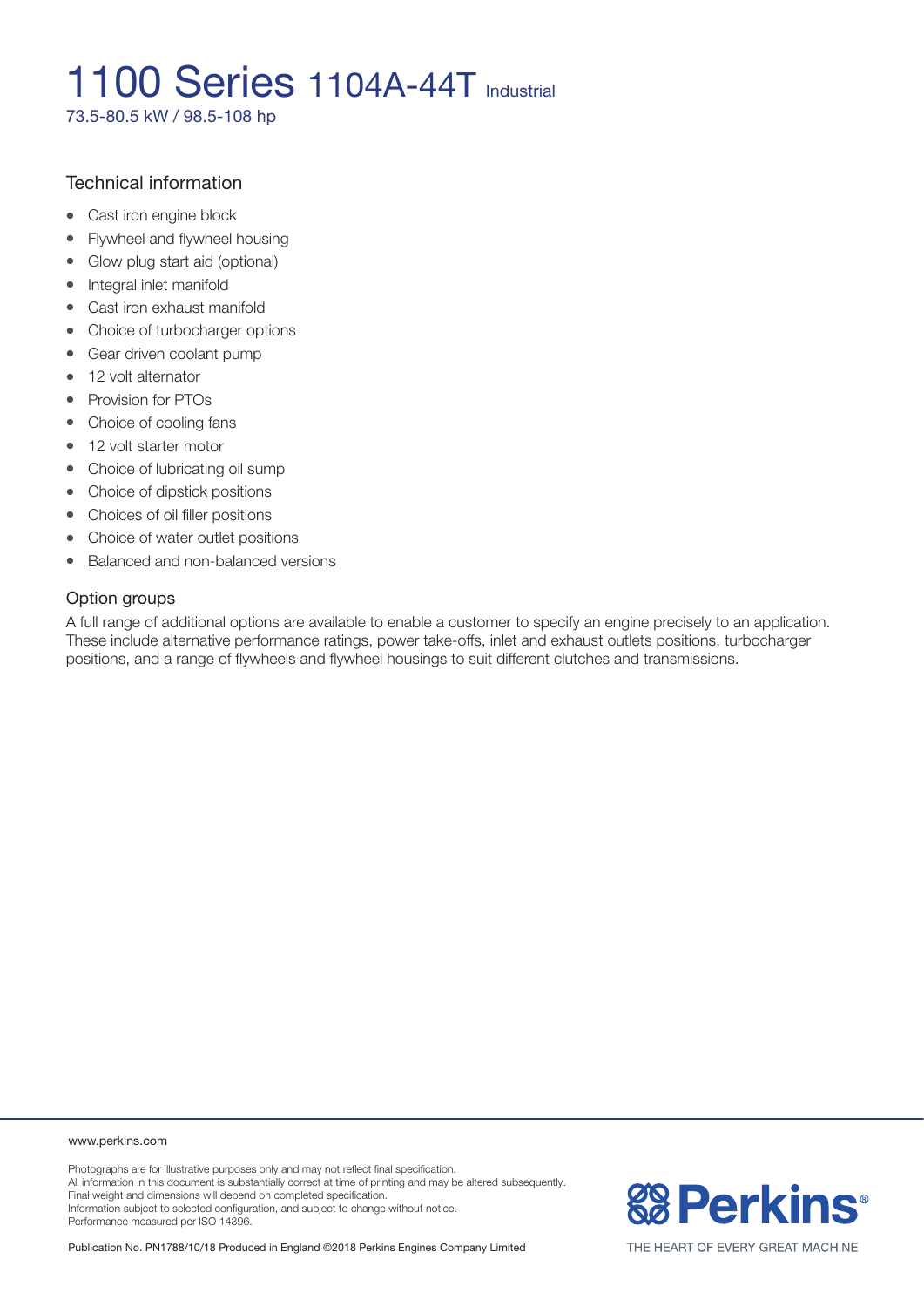# 1100 Series 1104A-44T Industrial

73.5-80.5 kW / 98.5-108 hp

## Technical information

- Cast iron engine block
- Flywheel and flywheel housing
- Glow plug start aid (optional)
- Integral inlet manifold
- Cast iron exhaust manifold
- Choice of turbocharger options
- Gear driven coolant pump
- 12 volt alternator
- Provision for PTOs
- Choice of cooling fans
- 12 volt starter motor
- Choice of lubricating oil sump
- Choice of dipstick positions
- Choices of oil filler positions
- Choice of water outlet positions
- Balanced and non-balanced versions

## Option groups

A full range of additional options are available to enable a customer to specify an engine precisely to an application. These include alternative performance ratings, power take-offs, inlet and exhaust outlets positions, turbocharger positions, and a range of flywheels and flywheel housings to suit different clutches and transmissions.

www.perkins.com

Photographs are for illustrative purposes only and may not reflect final specification.
All information in this document is substantially correct at time of printing and may be altered subsequently.
Final weight and dimensions will depend on completed specification.
Information subject to selected configuration, and subject to change without notice.
Performance measured per ISO 14396.

Publication No. PN1788/10/18 Produced in England ©2018 Perkins Engines Company Limited

Perkins®

THE HEART OF EVERY GREAT MACHINE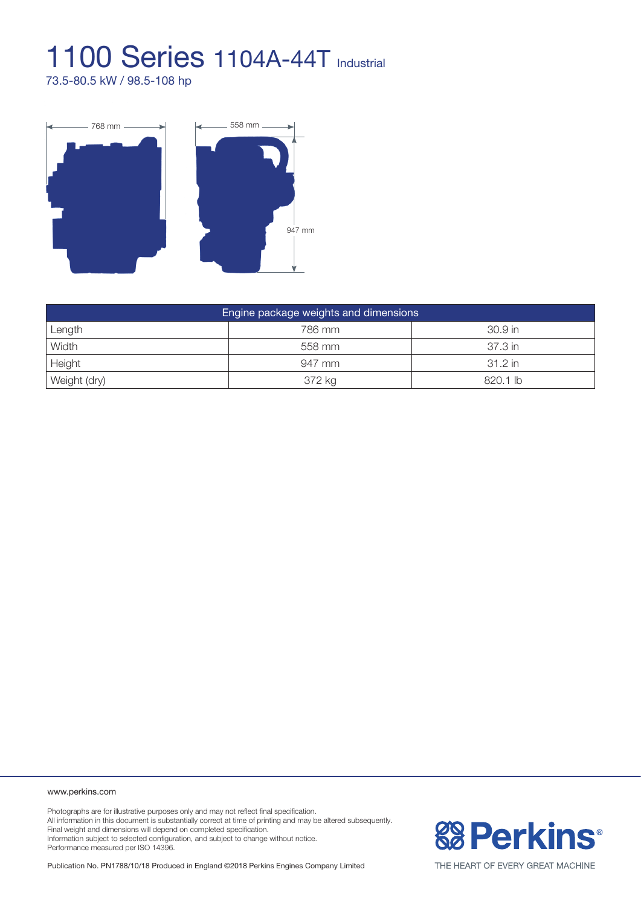# 1100 Series 1104A-44T Industrial

73.5-80.5 kW / 98.5-108 hp

768 mm

558 mm

947 mm

| Engine package weights and dimensions | | |
|---|---|---|
| Length | 786 mm | 30.9 in |
| Width | 558 mm | 37.3 in |
| Height | 947 mm | 31.2 in |
| Weight (dry) | 372 kg | 820.1 lb |

www.perkins.com

Photographs are for illustrative purposes only and may not reflect final specification.
All information in this document is substantially correct at time of printing and may be altered subsequently.
Final weight and dimensions will depend on completed specification.
Information subject to selected configuration, and subject to change without notice.
Performance measured per ISO 14396.

Publication No. PN1788/10/18 Produced in England ©2018 Perkins Engines Company Limited

Perkins®

THE HEART OF EVERY GREAT MACHINE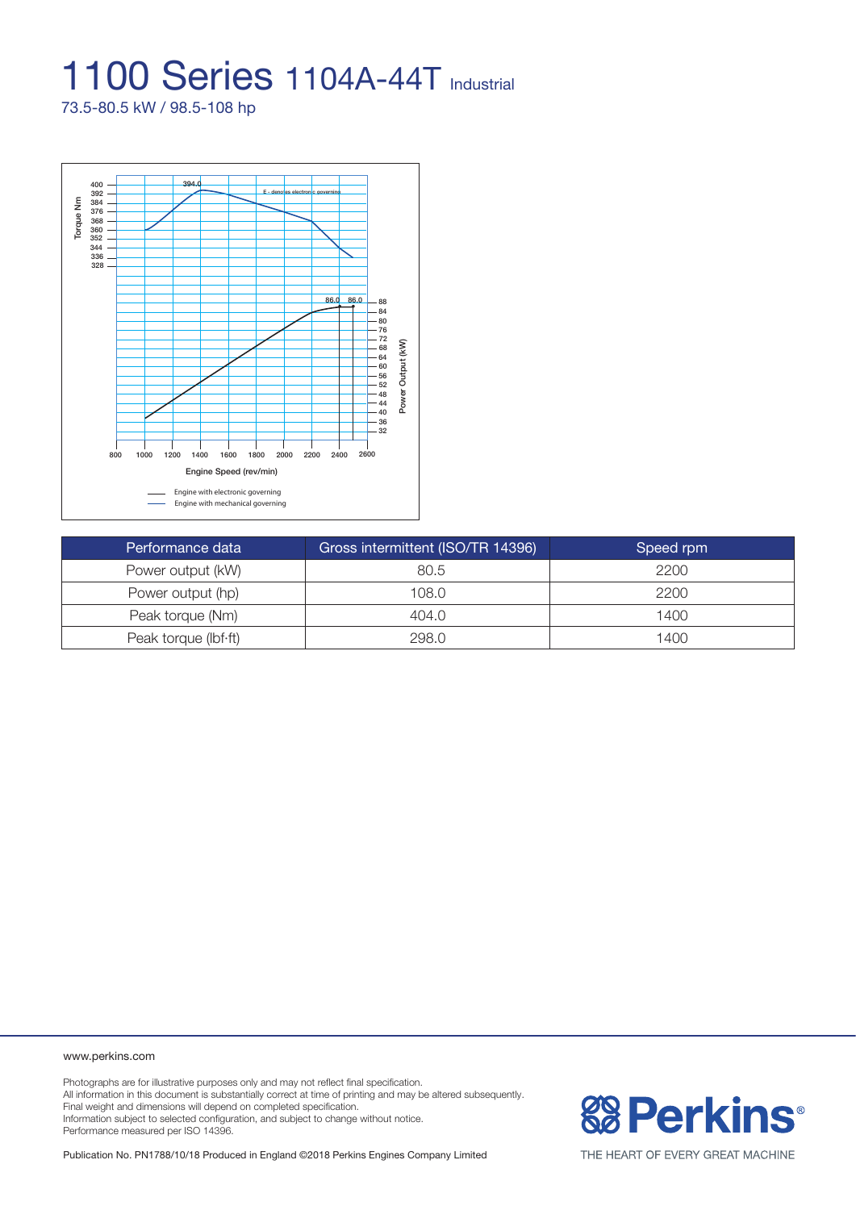# 1100 Series 1104A-44T Industrial

73.5-80.5 kW / 98.5-108 hp

Torque Nm

400
392
384
376
368
360
352
344
336
328

394.0

E - denotes electronic governing

86.0 86.0

88
84
80
76
72
68
64
60
56
52
48
44
40
36
32

Power Output (kW)

800 1000 1200 1400 1600 1800 2000 2200 2400 2600

Engine Speed (rev/min)

Engine with electronic governing
Engine with mechanical governing

| Performance data | Gross intermittent (ISO/TR 14396) | Speed rpm |
|---|---|---|
| Power output (kW) | 80.5 | 2200 |
| Power output (hp) | 108.0 | 2200 |
| Peak torque (Nm) | 404.0 | 1400 |
| Peak torque (lbf·ft) | 298.0 | 1400 |

www.perkins.com

Photographs are for illustrative purposes only and may not reflect final specification.
All information in this document is substantially correct at time of printing and may be altered subsequently.
Final weight and dimensions will depend on completed specification.
Information subject to selected configuration, and subject to change without notice.
Performance measured per ISO 14396.

Publication No. PN1788/10/18 Produced in England ©2018 Perkins Engines Company Limited

Perkins®

THE HEART OF EVERY GREAT MACHINE